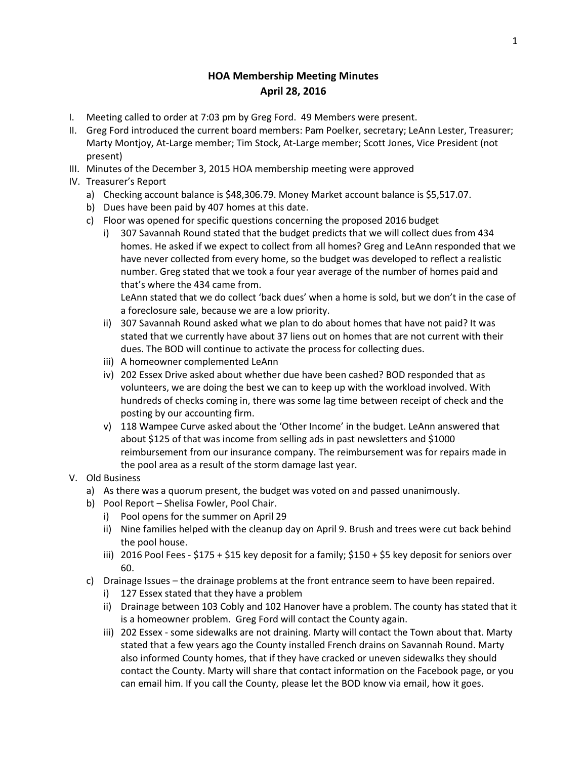# HOA Membership Meeting Minutes
# April 28, 2016

I. Meeting called to order at 7:03 pm by Greg Ford. 49 Members were present.

II. Greg Ford introduced the current board members: Pam Poelker, secretary; LeAnn Lester, Treasurer; Marty Montjoy, At-Large member; Tim Stock, At-Large member; Scott Jones, Vice President (not present)

III. Minutes of the December 3, 2015 HOA membership meeting were approved

IV. Treasurer's Report
   a) Checking account balance is $48,306.79. Money Market account balance is $5,517.07.
   b) Dues have been paid by 407 homes at this date.
   c) Floor was opened for specific questions concerning the proposed 2016 budget
      i) 307 Savannah Round stated that the budget predicts that we will collect dues from 434 homes. He asked if we expect to collect from all homes? Greg and LeAnn responded that we have never collected from every home, so the budget was developed to reflect a realistic number. Greg stated that we took a four year average of the number of homes paid and that's where the 434 came from.
         LeAnn stated that we do collect 'back dues' when a home is sold, but we don't in the case of a foreclosure sale, because we are a low priority.
      ii) 307 Savannah Round asked what we plan to do about homes that have not paid? It was stated that we currently have about 37 liens out on homes that are not current with their dues. The BOD will continue to activate the process for collecting dues.
      iii) A homeowner complemented LeAnn
      iv) 202 Essex Drive asked about whether due have been cashed? BOD responded that as volunteers, we are doing the best we can to keep up with the workload involved. With hundreds of checks coming in, there was some lag time between receipt of check and the posting by our accounting firm.
      v) 118 Wampee Curve asked about the 'Other Income' in the budget. LeAnn answered that about $125 of that was income from selling ads in past newsletters and $1000 reimbursement from our insurance company. The reimbursement was for repairs made in the pool area as a result of the storm damage last year.

V. Old Business
   a) As there was a quorum present, the budget was voted on and passed unanimously.
   b) Pool Report – Shelisa Fowler, Pool Chair.
      i) Pool opens for the summer on April 29
      ii) Nine families helped with the cleanup day on April 9. Brush and trees were cut back behind the pool house.
      iii) 2016 Pool Fees - $175 + $15 key deposit for a family; $150 + $5 key deposit for seniors over 60.
   c) Drainage Issues – the drainage problems at the front entrance seem to have been repaired.
      i) 127 Essex stated that they have a problem
      ii) Drainage between 103 Cobly and 102 Hanover have a problem. The county has stated that it is a homeowner problem. Greg Ford will contact the County again.
      iii) 202 Essex - some sidewalks are not draining. Marty will contact the Town about that. Marty stated that a few years ago the County installed French drains on Savannah Round. Marty also informed County homes, that if they have cracked or uneven sidewalks they should contact the County. Marty will share that contact information on the Facebook page, or you can email him. If you call the County, please let the BOD know via email, how it goes.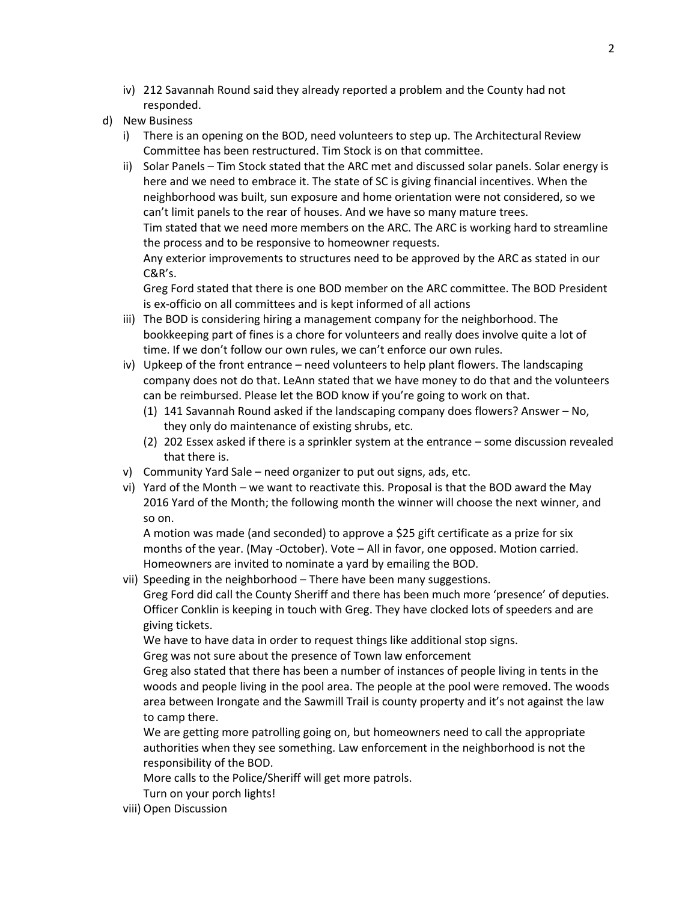iv) 212 Savannah Round said they already reported a problem and the County had not responded.

d) New Business

   i) There is an opening on the BOD, need volunteers to step up. The Architectural Review Committee has been restructured. Tim Stock is on that committee.

   ii) Solar Panels – Tim Stock stated that the ARC met and discussed solar panels. Solar energy is here and we need to embrace it. The state of SC is giving financial incentives. When the neighborhood was built, sun exposure and home orientation were not considered, so we can't limit panels to the rear of houses. And we have so many mature trees.
   Tim stated that we need more members on the ARC. The ARC is working hard to streamline the process and to be responsive to homeowner requests.
   Any exterior improvements to structures need to be approved by the ARC as stated in our C&R's.
   Greg Ford stated that there is one BOD member on the ARC committee. The BOD President is ex-officio on all committees and is kept informed of all actions

   iii) The BOD is considering hiring a management company for the neighborhood. The bookkeeping part of fines is a chore for volunteers and really does involve quite a lot of time. If we don't follow our own rules, we can't enforce our own rules.

   iv) Upkeep of the front entrance – need volunteers to help plant flowers. The landscaping company does not do that. LeAnn stated that we have money to do that and the volunteers can be reimbursed. Please let the BOD know if you're going to work on that.

      (1) 141 Savannah Round asked if the landscaping company does flowers? Answer – No, they only do maintenance of existing shrubs, etc.

      (2) 202 Essex asked if there is a sprinkler system at the entrance – some discussion revealed that there is.

   v) Community Yard Sale – need organizer to put out signs, ads, etc.

   vi) Yard of the Month – we want to reactivate this. Proposal is that the BOD award the May 2016 Yard of the Month; the following month the winner will choose the next winner, and so on.
   A motion was made (and seconded) to approve a $25 gift certificate as a prize for six months of the year. (May -October). Vote – All in favor, one opposed. Motion carried.
   Homeowners are invited to nominate a yard by emailing the BOD.

   vii) Speeding in the neighborhood – There have been many suggestions.
   Greg Ford did call the County Sheriff and there has been much more 'presence' of deputies. Officer Conklin is keeping in touch with Greg. They have clocked lots of speeders and are giving tickets.
   We have to have data in order to request things like additional stop signs.
   Greg was not sure about the presence of Town law enforcement
   Greg also stated that there has been a number of instances of people living in tents in the woods and people living in the pool area. The people at the pool were removed. The woods area between Irongate and the Sawmill Trail is county property and it's not against the law to camp there.
   We are getting more patrolling going on, but homeowners need to call the appropriate authorities when they see something. Law enforcement in the neighborhood is not the responsibility of the BOD.
   More calls to the Police/Sheriff will get more patrols.
   Turn on your porch lights!

   viii) Open Discussion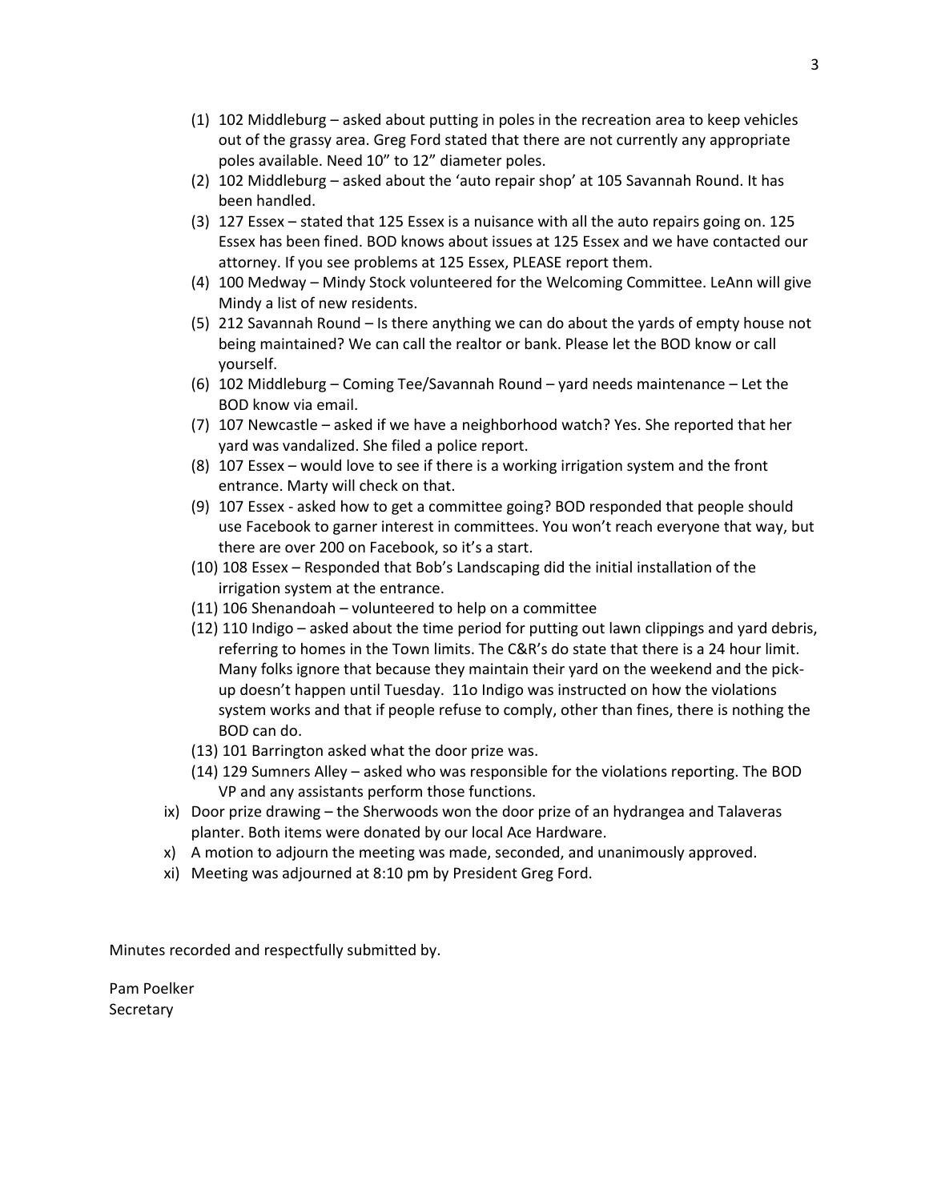(1) 102 Middleburg – asked about putting in poles in the recreation area to keep vehicles out of the grassy area. Greg Ford stated that there are not currently any appropriate poles available. Need 10" to 12" diameter poles.
(2) 102 Middleburg – asked about the 'auto repair shop' at 105 Savannah Round. It has been handled.
(3) 127 Essex – stated that 125 Essex is a nuisance with all the auto repairs going on. 125 Essex has been fined. BOD knows about issues at 125 Essex and we have contacted our attorney. If you see problems at 125 Essex, PLEASE report them.
(4) 100 Medway – Mindy Stock volunteered for the Welcoming Committee. LeAnn will give Mindy a list of new residents.
(5) 212 Savannah Round – Is there anything we can do about the yards of empty house not being maintained? We can call the realtor or bank. Please let the BOD know or call yourself.
(6) 102 Middleburg – Coming Tee/Savannah Round – yard needs maintenance – Let the BOD know via email.
(7) 107 Newcastle – asked if we have a neighborhood watch? Yes. She reported that her yard was vandalized. She filed a police report.
(8) 107 Essex – would love to see if there is a working irrigation system and the front entrance. Marty will check on that.
(9) 107 Essex - asked how to get a committee going? BOD responded that people should use Facebook to garner interest in committees. You won't reach everyone that way, but there are over 200 on Facebook, so it's a start.
(10) 108 Essex – Responded that Bob's Landscaping did the initial installation of the irrigation system at the entrance.
(11) 106 Shenandoah – volunteered to help on a committee
(12) 110 Indigo – asked about the time period for putting out lawn clippings and yard debris, referring to homes in the Town limits. The C&R's do state that there is a 24 hour limit. Many folks ignore that because they maintain their yard on the weekend and the pick-up doesn't happen until Tuesday. 11o Indigo was instructed on how the violations system works and that if people refuse to comply, other than fines, there is nothing the BOD can do.
(13) 101 Barrington asked what the door prize was.
(14) 129 Sumners Alley – asked who was responsible for the violations reporting. The BOD VP and any assistants perform those functions.

ix) Door prize drawing – the Sherwoods won the door prize of an hydrangea and Talaveras planter. Both items were donated by our local Ace Hardware.
x) A motion to adjourn the meeting was made, seconded, and unanimously approved.
xi) Meeting was adjourned at 8:10 pm by President Greg Ford.

Minutes recorded and respectfully submitted by.

Pam Poelker
Secretary